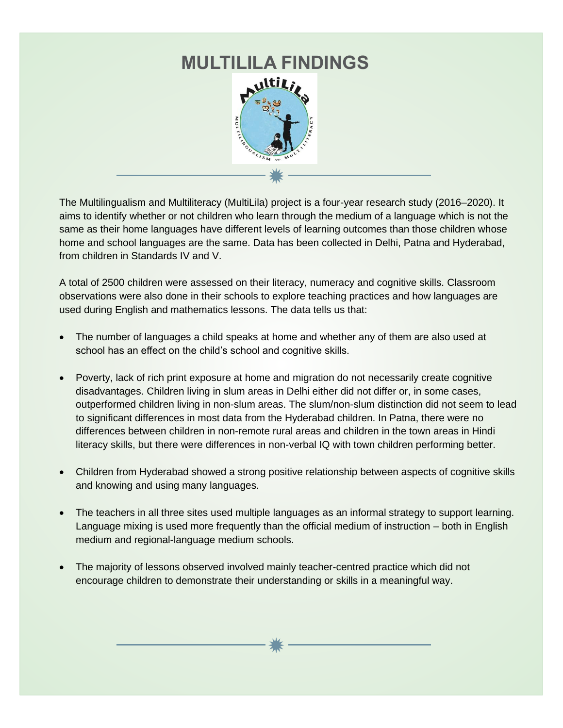# MULTILILA FINDINGS

The Multilingualism and Multiliteracy (MultiLila) project is a four-year research study (2016–2020). It aims to identify whether or not children who learn through the medium of a language which is not the same as their home languages have different levels of learning outcomes than those children whose home and school languages are the same. Data has been collected in Delhi, Patna and Hyderabad, from children in Standards IV and V.

A total of 2500 children were assessed on their literacy, numeracy and cognitive skills. Classroom observations were also done in their schools to explore teaching practices and how languages are used during English and mathematics lessons. The data tells us that:

- The number of languages a child speaks at home and whether any of them are also used at school has an effect on the child's school and cognitive skills.
- Poverty, lack of rich print exposure at home and migration do not necessarily create cognitive disadvantages. Children living in slum areas in Delhi either did not differ or, in some cases, outperformed children living in non-slum areas. The slum/non-slum distinction did not seem to lead to significant differences in most data from the Hyderabad children. In Patna, there were no differences between children in non-remote rural areas and children in the town areas in Hindi literacy skills, but there were differences in non-verbal IQ with town children performing better.
- Children from Hyderabad showed a strong positive relationship between aspects of cognitive skills and knowing and using many languages.
- The teachers in all three sites used multiple languages as an informal strategy to support learning. Language mixing is used more frequently than the official medium of instruction – both in English medium and regional-language medium schools.
- The majority of lessons observed involved mainly teacher-centred practice which did not encourage children to demonstrate their understanding or skills in a meaningful way.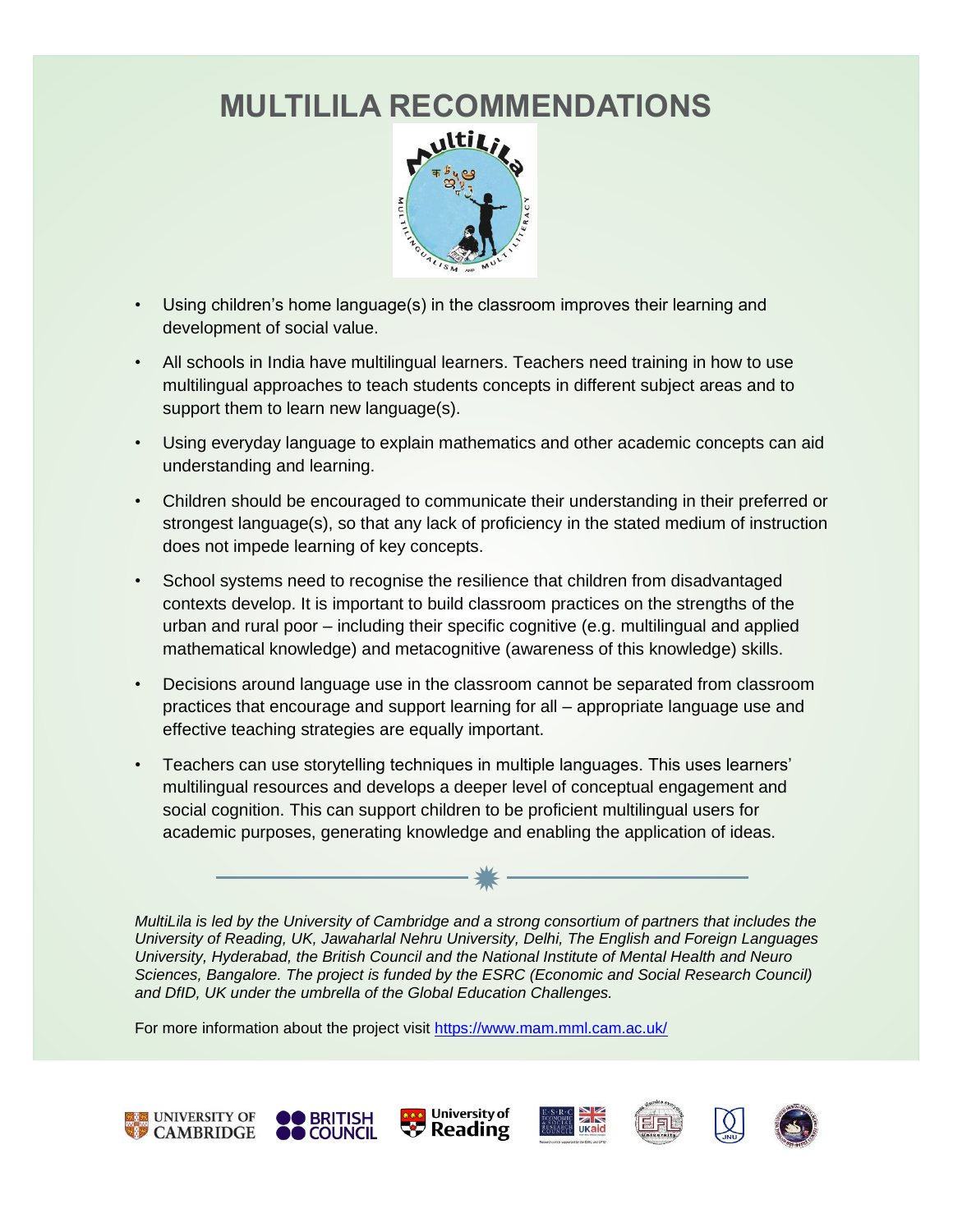# MULTILILA RECOMMENDATIONS

- Using children's home language(s) in the classroom improves their learning and development of social value.
- All schools in India have multilingual learners. Teachers need training in how to use multilingual approaches to teach students concepts in different subject areas and to support them to learn new language(s).
- Using everyday language to explain mathematics and other academic concepts can aid understanding and learning.
- Children should be encouraged to communicate their understanding in their preferred or strongest language(s), so that any lack of proficiency in the stated medium of instruction does not impede learning of key concepts.
- School systems need to recognise the resilience that children from disadvantaged contexts develop. It is important to build classroom practices on the strengths of the urban and rural poor – including their specific cognitive (e.g. multilingual and applied mathematical knowledge) and metacognitive (awareness of this knowledge) skills.
- Decisions around language use in the classroom cannot be separated from classroom practices that encourage and support learning for all – appropriate language use and effective teaching strategies are equally important.
- Teachers can use storytelling techniques in multiple languages. This uses learners' multilingual resources and develops a deeper level of conceptual engagement and social cognition. This can support children to be proficient multilingual users for academic purposes, generating knowledge and enabling the application of ideas.

*MultiLila is led by the University of Cambridge and a strong consortium of partners that includes the University of Reading, UK, Jawaharlal Nehru University, Delhi, The English and Foreign Languages University, Hyderabad, the British Council and the National Institute of Mental Health and Neuro Sciences, Bangalore. The project is funded by the ESRC (Economic and Social Research Council) and DfID, UK under the umbrella of the Global Education Challenges.*

For more information about the project visit https://www.mam.mml.cam.ac.uk/